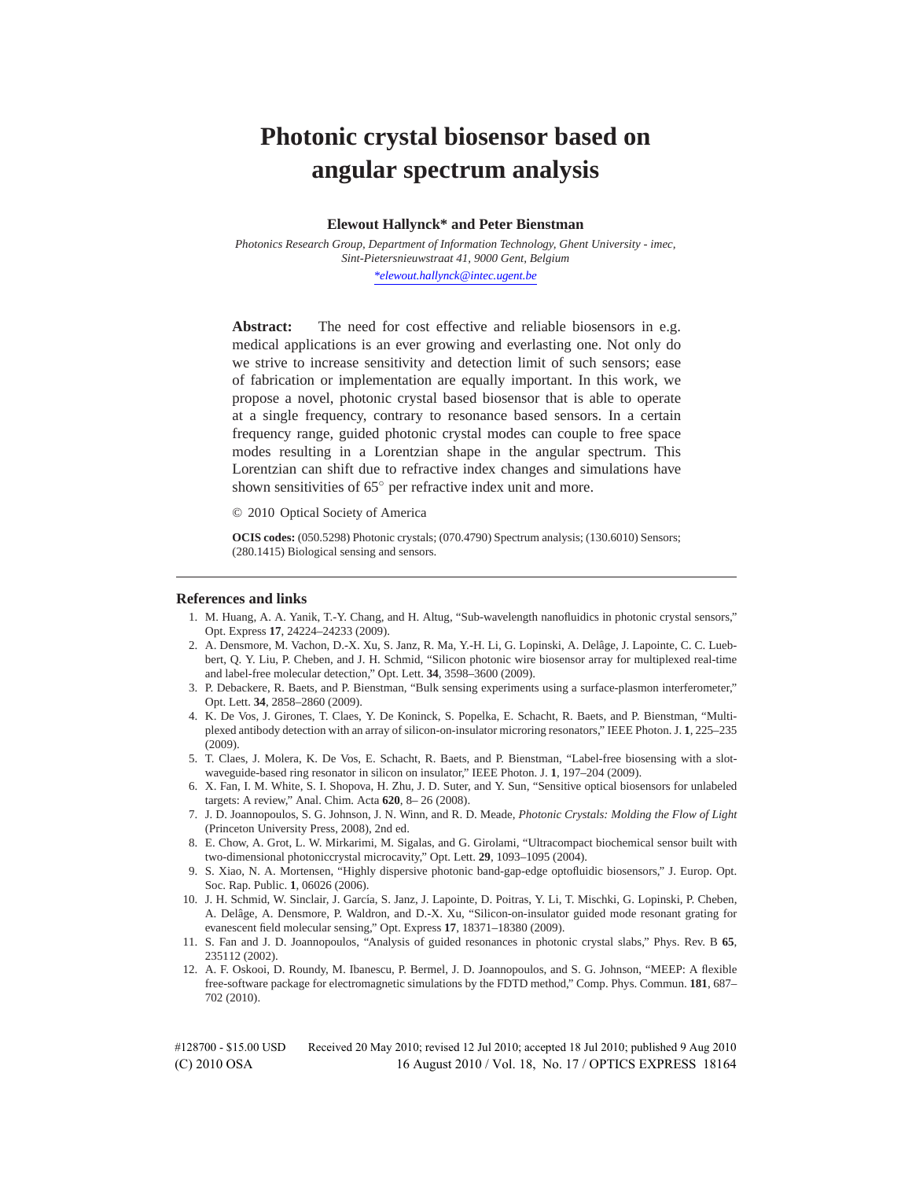# Photonic crystal biosensor based on angular spectrum analysis

**Elewout Hallynck* and Peter Bienstman**

*Photonics Research Group, Department of Information Technology, Ghent University - imec, Sint-Pietersnieuwstraat 41, 9000 Gent, Belgium*

*elewout.hallynck@intec.ugent.be

**Abstract:** The need for cost effective and reliable biosensors in e.g. medical applications is an ever growing and everlasting one. Not only do we strive to increase sensitivity and detection limit of such sensors; ease of fabrication or implementation are equally important. In this work, we propose a novel, photonic crystal based biosensor that is able to operate at a single frequency, contrary to resonance based sensors. In a certain frequency range, guided photonic crystal modes can couple to free space modes resulting in a Lorentzian shape in the angular spectrum. This Lorentzian can shift due to refractive index changes and simulations have shown sensitivities of 65° per refractive index unit and more.

© 2010 Optical Society of America

**OCIS codes:** (050.5298) Photonic crystals; (070.4790) Spectrum analysis; (130.6010) Sensors; (280.1415) Biological sensing and sensors.

## References and links

1. M. Huang, A. A. Yanik, T.-Y. Chang, and H. Altug, "Sub-wavelength nanofluidics in photonic crystal sensors," Opt. Express **17**, 24224–24233 (2009).
2. A. Densmore, M. Vachon, D.-X. Xu, S. Janz, R. Ma, Y.-H. Li, G. Lopinski, A. Delâge, J. Lapointe, C. C. Luebbert, Q. Y. Liu, P. Cheben, and J. H. Schmid, "Silicon photonic wire biosensor array for multiplexed real-time and label-free molecular detection," Opt. Lett. **34**, 3598–3600 (2009).
3. P. Debackere, R. Baets, and P. Bienstman, "Bulk sensing experiments using a surface-plasmon interferometer," Opt. Lett. **34**, 2858–2860 (2009).
4. K. De Vos, J. Girones, T. Claes, Y. De Koninck, S. Popelka, E. Schacht, R. Baets, and P. Bienstman, "Multiplexed antibody detection with an array of silicon-on-insulator microring resonators," IEEE Photon. J. **1**, 225–235 (2009).
5. T. Claes, J. Molera, K. De Vos, E. Schacht, R. Baets, and P. Bienstman, "Label-free biosensing with a slot-waveguide-based ring resonator in silicon on insulator," IEEE Photon. J. **1**, 197–204 (2009).
6. X. Fan, I. M. White, S. I. Shopova, H. Zhu, J. D. Suter, and Y. Sun, "Sensitive optical biosensors for unlabeled targets: A review," Anal. Chim. Acta **620**, 8– 26 (2008).
7. J. D. Joannopoulos, S. G. Johnson, J. N. Winn, and R. D. Meade, *Photonic Crystals: Molding the Flow of Light* (Princeton University Press, 2008), 2nd ed.
8. E. Chow, A. Grot, L. W. Mirkarimi, M. Sigalas, and G. Girolami, "Ultracompact biochemical sensor built with two-dimensional photoniccrystal microcavity," Opt. Lett. **29**, 1093–1095 (2004).
9. S. Xiao, N. A. Mortensen, "Highly dispersive photonic band-gap-edge optofluidic biosensors," J. Europ. Opt. Soc. Rap. Public. **1**, 06026 (2006).
10. J. H. Schmid, W. Sinclair, J. García, S. Janz, J. Lapointe, D. Poitras, Y. Li, T. Mischki, G. Lopinski, P. Cheben, A. Delâge, A. Densmore, P. Waldron, and D.-X. Xu, "Silicon-on-insulator guided mode resonant grating for evanescent field molecular sensing," Opt. Express **17**, 18371–18380 (2009).
11. S. Fan and J. D. Joannopoulos, "Analysis of guided resonances in photonic crystal slabs," Phys. Rev. B **65**, 235112 (2002).
12. A. F. Oskooi, D. Roundy, M. Ibanescu, P. Bermel, J. D. Joannopoulos, and S. G. Johnson, "MEEP: A flexible free-software package for electromagnetic simulations by the FDTD method," Comp. Phys. Commun. **181**, 687–702 (2010).

#128700 - $15.00 USD Received 20 May 2010; revised 12 Jul 2010; accepted 18 Jul 2010; published 9 Aug 2010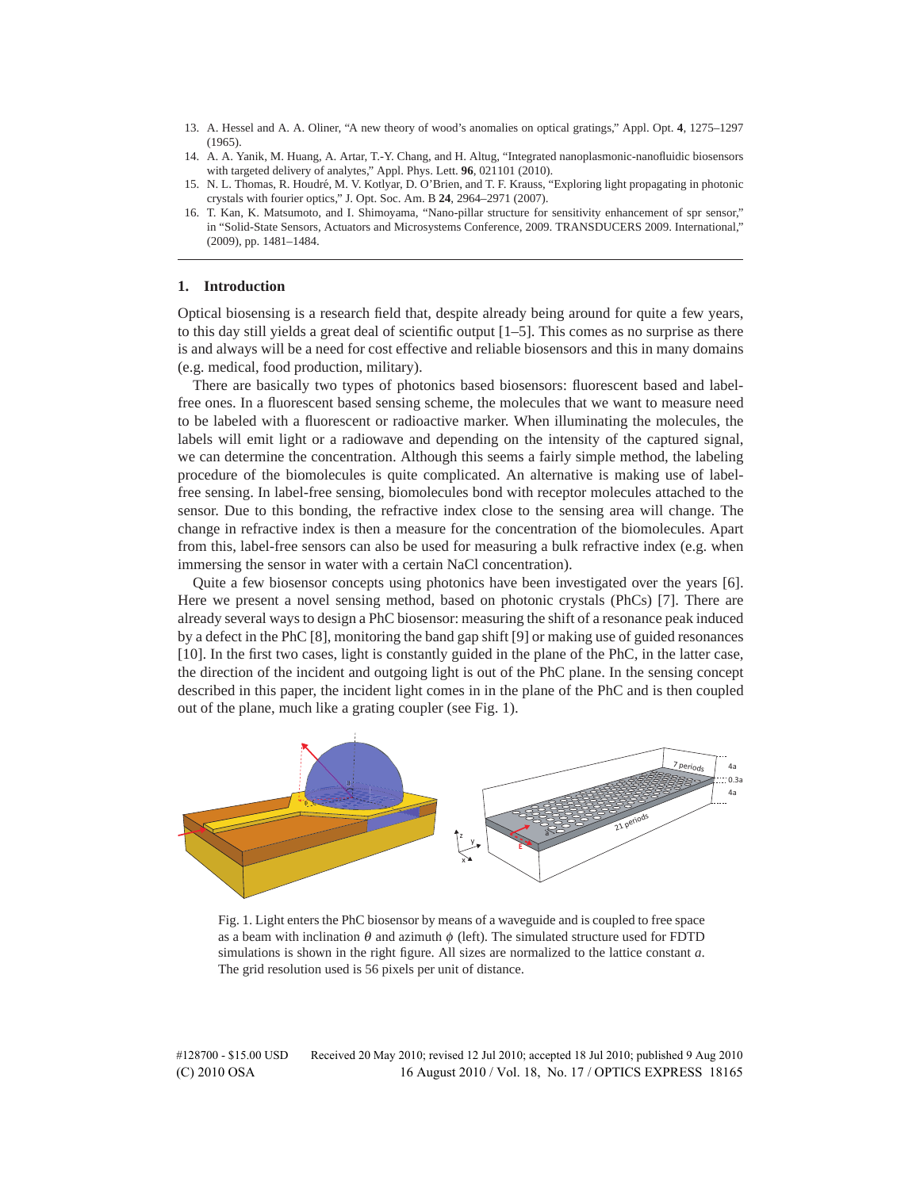13. A. Hessel and A. A. Oliner, "A new theory of wood's anomalies on optical gratings," Appl. Opt. **4**, 1275–1297 (1965).
14. A. A. Yanik, M. Huang, A. Artar, T.-Y. Chang, and H. Altug, "Integrated nanoplasmonic-nanofluidic biosensors with targeted delivery of analytes," Appl. Phys. Lett. **96**, 021101 (2010).
15. N. L. Thomas, R. Houdré, M. V. Kotlyar, D. O'Brien, and T. F. Krauss, "Exploring light propagating in photonic crystals with fourier optics," J. Opt. Soc. Am. B **24**, 2964–2971 (2007).
16. T. Kan, K. Matsumoto, and I. Shimoyama, "Nano-pillar structure for sensitivity enhancement of spr sensor," in "Solid-State Sensors, Actuators and Microsystems Conference, 2009. TRANSDUCERS 2009. International," (2009), pp. 1481–1484.

## 1. Introduction

Optical biosensing is a research field that, despite already being around for quite a few years, to this day still yields a great deal of scientific output [1–5]. This comes as no surprise as there is and always will be a need for cost effective and reliable biosensors and this in many domains (e.g. medical, food production, military).

There are basically two types of photonics based biosensors: fluorescent based and label-free ones. In a fluorescent based sensing scheme, the molecules that we want to measure need to be labeled with a fluorescent or radioactive marker. When illuminating the molecules, the labels will emit light or a radiowave and depending on the intensity of the captured signal, we can determine the concentration. Although this seems a fairly simple method, the labeling procedure of the biomolecules is quite complicated. An alternative is making use of label-free sensing. In label-free sensing, biomolecules bond with receptor molecules attached to the sensor. Due to this bonding, the refractive index close to the sensing area will change. The change in refractive index is then a measure for the concentration of the biomolecules. Apart from this, label-free sensors can also be used for measuring a bulk refractive index (e.g. when immersing the sensor in water with a certain NaCl concentration).

Quite a few biosensor concepts using photonics have been investigated over the years [6]. Here we present a novel sensing method, based on photonic crystals (PhCs) [7]. There are already several ways to design a PhC biosensor: measuring the shift of a resonance peak induced by a defect in the PhC [8], monitoring the band gap shift [9] or making use of guided resonances [10]. In the first two cases, light is constantly guided in the plane of the PhC, in the latter case, the direction of the incident and outgoing light is out of the PhC plane. In the sensing concept described in this paper, the incident light comes in in the plane of the PhC and is then coupled out of the plane, much like a grating coupler (see Fig. 1).

Fig. 1. Light enters the PhC biosensor by means of a waveguide and is coupled to free space as a beam with inclination $\theta$ and azimuth $\phi$ (left). The simulated structure used for FDTD simulations is shown in the right figure. All sizes are normalized to the lattice constant $a$. The grid resolution used is 56 pixels per unit of distance.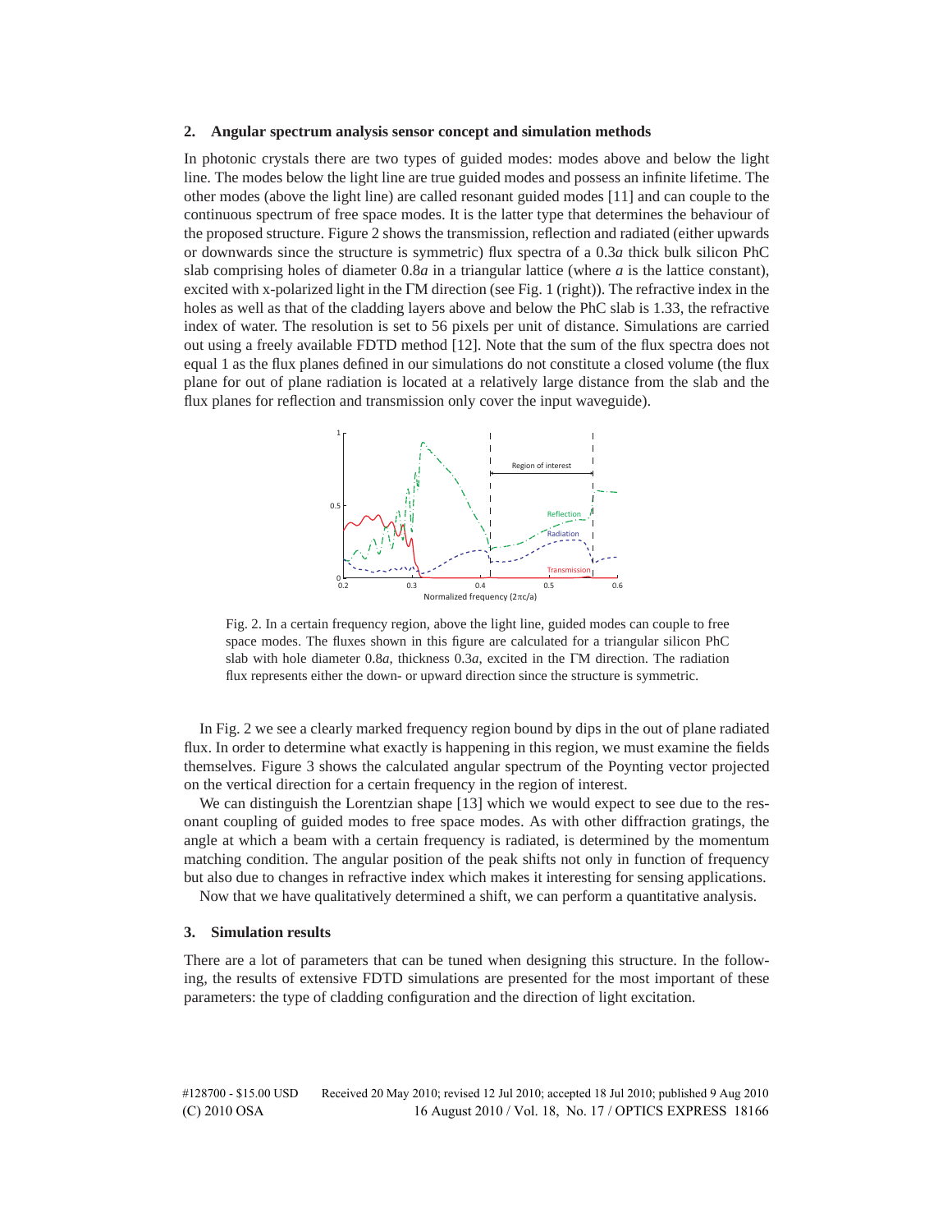## 2. Angular spectrum analysis sensor concept and simulation methods

In photonic crystals there are two types of guided modes: modes above and below the light line. The modes below the light line are true guided modes and possess an infinite lifetime. The other modes (above the light line) are called resonant guided modes [11] and can couple to the continuous spectrum of free space modes. It is the latter type that determines the behaviour of the proposed structure. Figure 2 shows the transmission, reflection and radiated (either upwards or downwards since the structure is symmetric) flux spectra of a 0.3*a* thick bulk silicon PhC slab comprising holes of diameter 0.8*a* in a triangular lattice (where *a* is the lattice constant), excited with x-polarized light in the ΓM direction (see Fig. 1 (right)). The refractive index in the holes as well as that of the cladding layers above and below the PhC slab is 1.33, the refractive index of water. The resolution is set to 56 pixels per unit of distance. Simulations are carried out using a freely available FDTD method [12]. Note that the sum of the flux spectra does not equal 1 as the flux planes defined in our simulations do not constitute a closed volume (the flux plane for out of plane radiation is located at a relatively large distance from the slab and the flux planes for reflection and transmission only cover the input waveguide).

Fig. 2. In a certain frequency region, above the light line, guided modes can couple to free space modes. The fluxes shown in this figure are calculated for a triangular silicon PhC slab with hole diameter 0.8*a*, thickness 0.3*a*, excited in the ΓM direction. The radiation flux represents either the down- or upward direction since the structure is symmetric.

In Fig. 2 we see a clearly marked frequency region bound by dips in the out of plane radiated flux. In order to determine what exactly is happening in this region, we must examine the fields themselves. Figure 3 shows the calculated angular spectrum of the Poynting vector projected on the vertical direction for a certain frequency in the region of interest.

We can distinguish the Lorentzian shape [13] which we would expect to see due to the resonant coupling of guided modes to free space modes. As with other diffraction gratings, the angle at which a beam with a certain frequency is radiated, is determined by the momentum matching condition. The angular position of the peak shifts not only in function of frequency but also due to changes in refractive index which makes it interesting for sensing applications.

Now that we have qualitatively determined a shift, we can perform a quantitative analysis.

## 3. Simulation results

There are a lot of parameters that can be tuned when designing this structure. In the following, the results of extensive FDTD simulations are presented for the most important of these parameters: the type of cladding configuration and the direction of light excitation.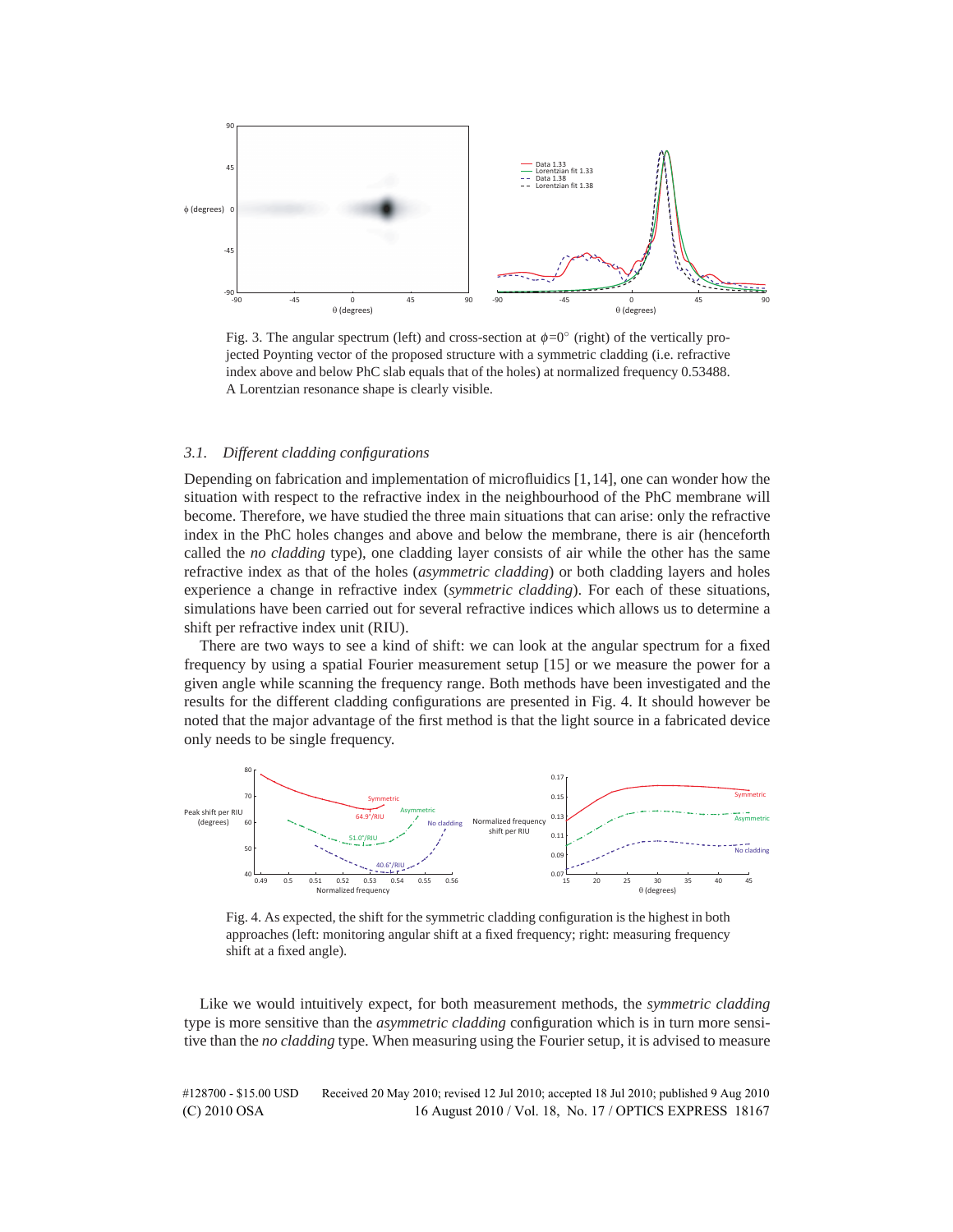Fig. 3. The angular spectrum (left) and cross-section at $\phi$=0° (right) of the vertically projected Poynting vector of the proposed structure with a symmetric cladding (i.e. refractive index above and below PhC slab equals that of the holes) at normalized frequency 0.53488. A Lorentzian resonance shape is clearly visible.

### 3.1. *Different cladding configurations*

Depending on fabrication and implementation of microfluidics [1,14], one can wonder how the situation with respect to the refractive index in the neighbourhood of the PhC membrane will become. Therefore, we have studied the three main situations that can arise: only the refractive index in the PhC holes changes and above and below the membrane, there is air (henceforth called the *no cladding* type), one cladding layer consists of air while the other has the same refractive index as that of the holes (*asymmetric cladding*) or both cladding layers and holes experience a change in refractive index (*symmetric cladding*). For each of these situations, simulations have been carried out for several refractive indices which allows us to determine a shift per refractive index unit (RIU).

There are two ways to see a kind of shift: we can look at the angular spectrum for a fixed frequency by using a spatial Fourier measurement setup [15] or we measure the power for a given angle while scanning the frequency range. Both methods have been investigated and the results for the different cladding configurations are presented in Fig. 4. It should however be noted that the major advantage of the first method is that the light source in a fabricated device only needs to be single frequency.

Fig. 4. As expected, the shift for the symmetric cladding configuration is the highest in both approaches (left: monitoring angular shift at a fixed frequency; right: measuring frequency shift at a fixed angle).

Like we would intuitively expect, for both measurement methods, the *symmetric cladding* type is more sensitive than the *asymmetric cladding* configuration which is in turn more sensitive than the *no cladding* type. When measuring using the Fourier setup, it is advised to measure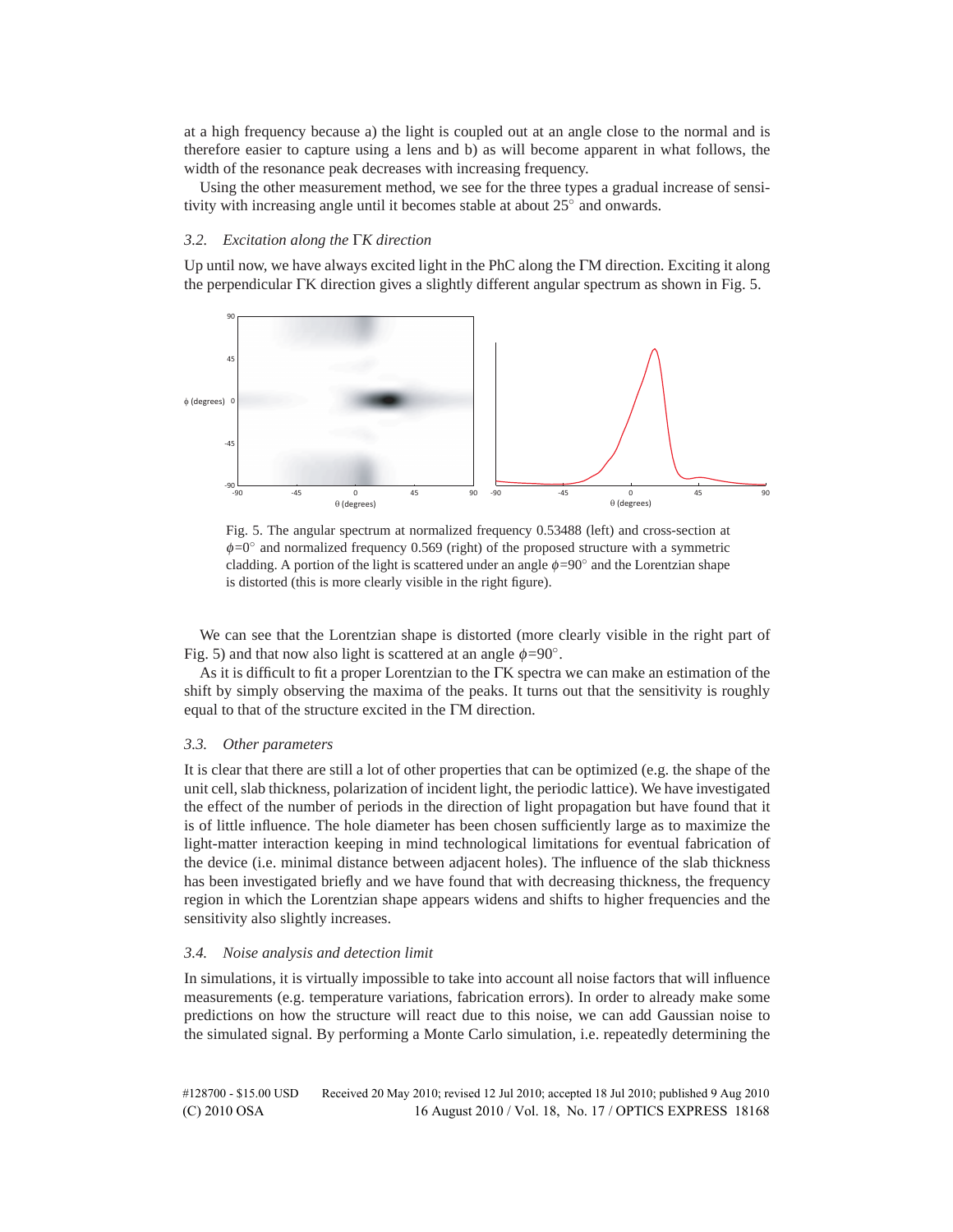at a high frequency because a) the light is coupled out at an angle close to the normal and is therefore easier to capture using a lens and b) as will become apparent in what follows, the width of the resonance peak decreases with increasing frequency.

Using the other measurement method, we see for the three types a gradual increase of sensitivity with increasing angle until it becomes stable at about 25° and onwards.

### *3.2. Excitation along the ΓK direction*

Up until now, we have always excited light in the PhC along the ΓM direction. Exciting it along the perpendicular ΓK direction gives a slightly different angular spectrum as shown in Fig. 5.

Fig. 5. The angular spectrum at normalized frequency 0.53488 (left) and cross-section at $\phi$=0° and normalized frequency 0.569 (right) of the proposed structure with a symmetric cladding. A portion of the light is scattered under an angle $\phi$=90° and the Lorentzian shape is distorted (this is more clearly visible in the right figure).

We can see that the Lorentzian shape is distorted (more clearly visible in the right part of Fig. 5) and that now also light is scattered at an angle $\phi$=90°.

As it is difficult to fit a proper Lorentzian to the ΓK spectra we can make an estimation of the shift by simply observing the maxima of the peaks. It turns out that the sensitivity is roughly equal to that of the structure excited in the ΓM direction.

### *3.3. Other parameters*

It is clear that there are still a lot of other properties that can be optimized (e.g. the shape of the unit cell, slab thickness, polarization of incident light, the periodic lattice). We have investigated the effect of the number of periods in the direction of light propagation but have found that it is of little influence. The hole diameter has been chosen sufficiently large as to maximize the light-matter interaction keeping in mind technological limitations for eventual fabrication of the device (i.e. minimal distance between adjacent holes). The influence of the slab thickness has been investigated briefly and we have found that with decreasing thickness, the frequency region in which the Lorentzian shape appears widens and shifts to higher frequencies and the sensitivity also slightly increases.

### *3.4. Noise analysis and detection limit*

In simulations, it is virtually impossible to take into account all noise factors that will influence measurements (e.g. temperature variations, fabrication errors). In order to already make some predictions on how the structure will react due to this noise, we can add Gaussian noise to the simulated signal. By performing a Monte Carlo simulation, i.e. repeatedly determining the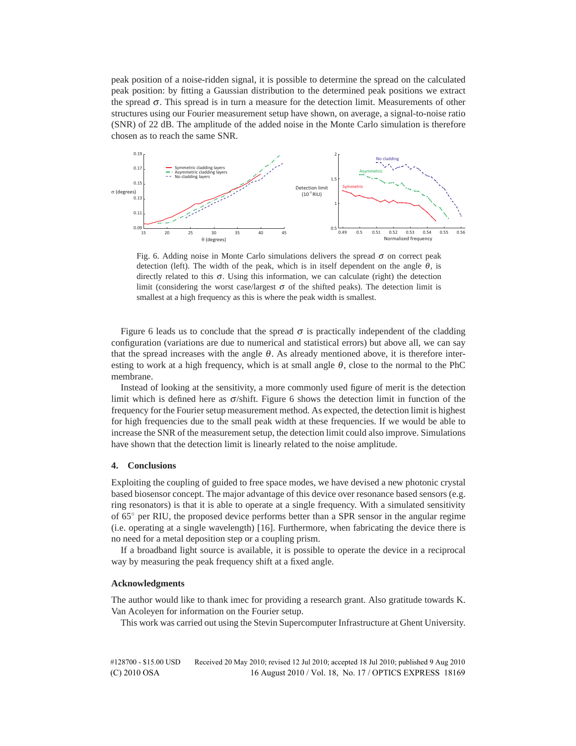peak position of a noise-ridden signal, it is possible to determine the spread on the calculated peak position: by fitting a Gaussian distribution to the determined peak positions we extract the spread $\sigma$. This spread is in turn a measure for the detection limit. Measurements of other structures using our Fourier measurement setup have shown, on average, a signal-to-noise ratio (SNR) of 22 dB. The amplitude of the added noise in the Monte Carlo simulation is therefore chosen as to reach the same SNR.

Fig. 6. Adding noise in Monte Carlo simulations delivers the spread $\sigma$ on correct peak detection (left). The width of the peak, which is in itself dependent on the angle $\theta$, is directly related to this $\sigma$. Using this information, we can calculate (right) the detection limit (considering the worst case/largest $\sigma$ of the shifted peaks). The detection limit is smallest at a high frequency as this is where the peak width is smallest.

Figure 6 leads us to conclude that the spread $\sigma$ is practically independent of the cladding configuration (variations are due to numerical and statistical errors) but above all, we can say that the spread increases with the angle $\theta$. As already mentioned above, it is therefore interesting to work at a high frequency, which is at small angle $\theta$, close to the normal to the PhC membrane.

Instead of looking at the sensitivity, a more commonly used figure of merit is the detection limit which is defined here as $\sigma$/shift. Figure 6 shows the detection limit in function of the frequency for the Fourier setup measurement method. As expected, the detection limit is highest for high frequencies due to the small peak width at these frequencies. If we would be able to increase the SNR of the measurement setup, the detection limit could also improve. Simulations have shown that the detection limit is linearly related to the noise amplitude.

## 4. Conclusions

Exploiting the coupling of guided to free space modes, we have devised a new photonic crystal based biosensor concept. The major advantage of this device over resonance based sensors (e.g. ring resonators) is that it is able to operate at a single frequency. With a simulated sensitivity of 65° per RIU, the proposed device performs better than a SPR sensor in the angular regime (i.e. operating at a single wavelength) [16]. Furthermore, when fabricating the device there is no need for a metal deposition step or a coupling prism.

If a broadband light source is available, it is possible to operate the device in a reciprocal way by measuring the peak frequency shift at a fixed angle.

### Acknowledgments

The author would like to thank imec for providing a research grant. Also gratitude towards K. Van Acoleyen for information on the Fourier setup.

This work was carried out using the Stevin Supercomputer Infrastructure at Ghent University.

#128700 - $15.00 USD Received 20 May 2010; revised 12 Jul 2010; accepted 18 Jul 2010; published 9 Aug 2010
(C) 2010 OSA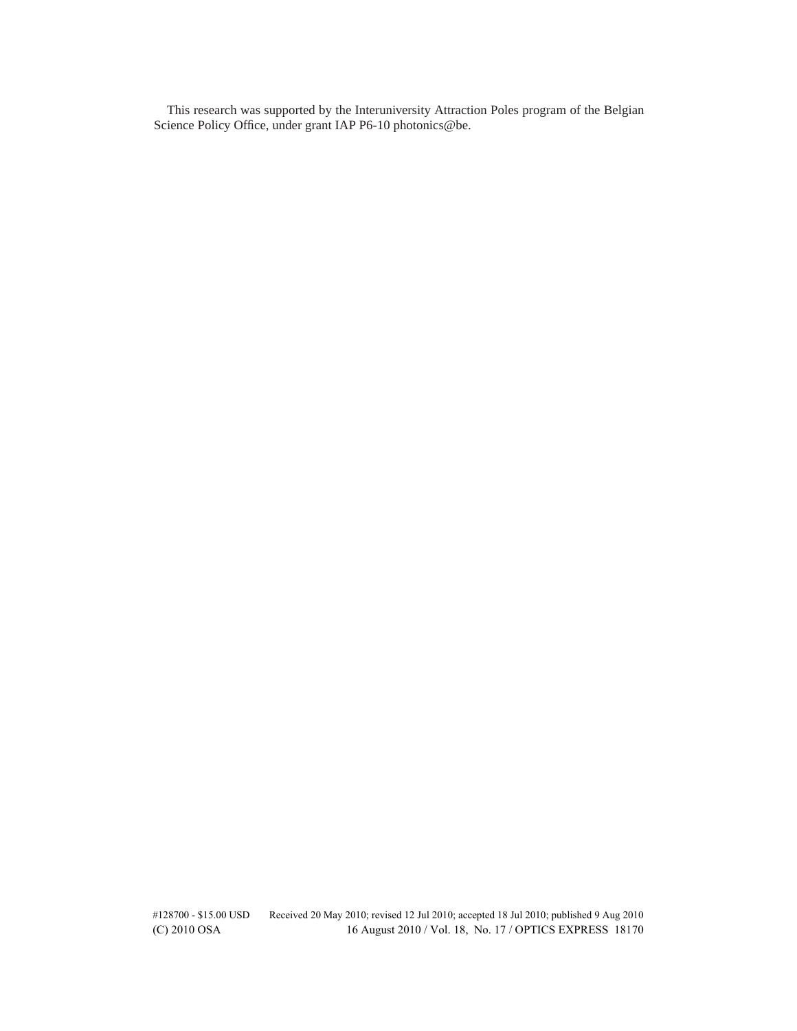This research was supported by the Interuniversity Attraction Poles program of the Belgian Science Policy Office, under grant IAP P6-10 photonics@be.